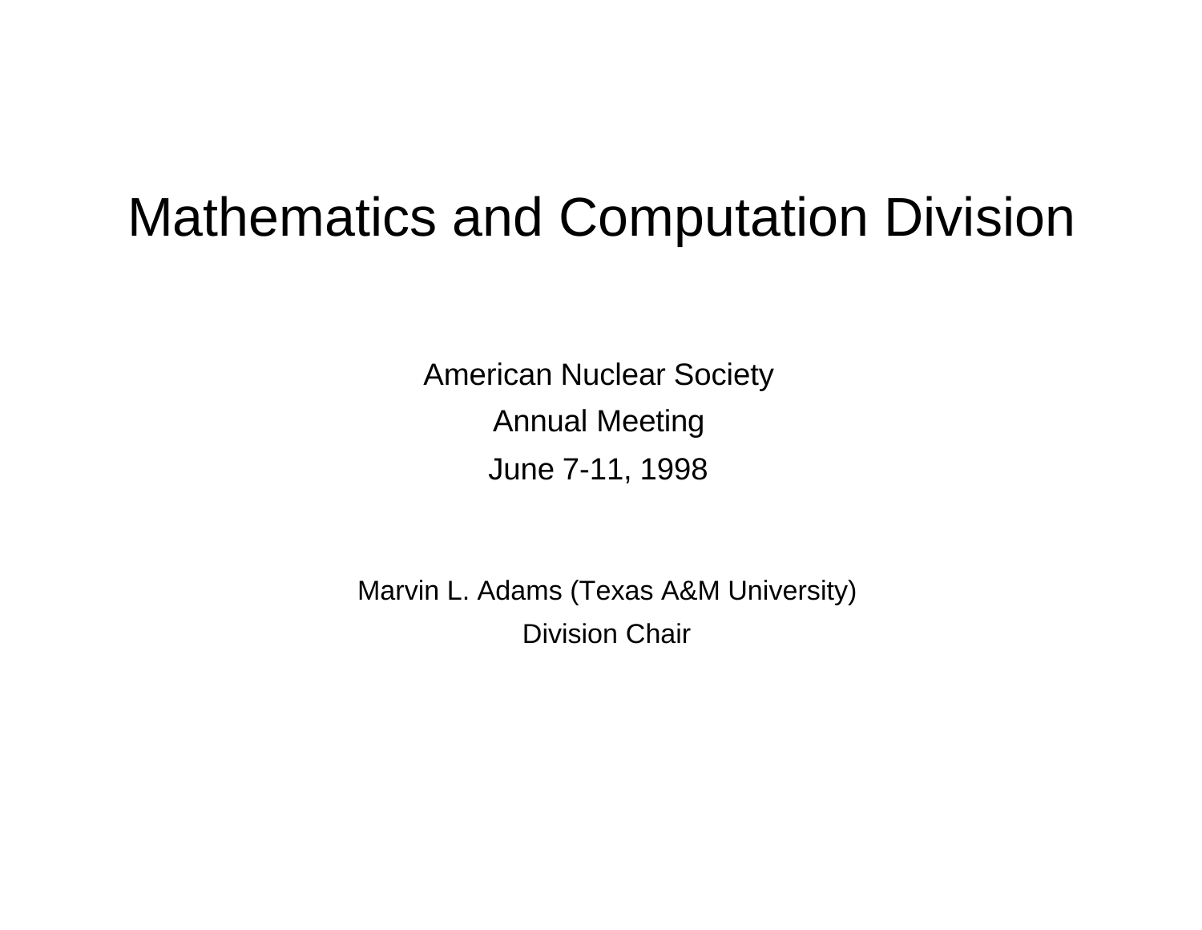# Mathematics and Computation Division

American Nuclear Society

Annual Meeting

June 7-11, 1998

Marvin L. Adams (Texas A&M University)

Division Chair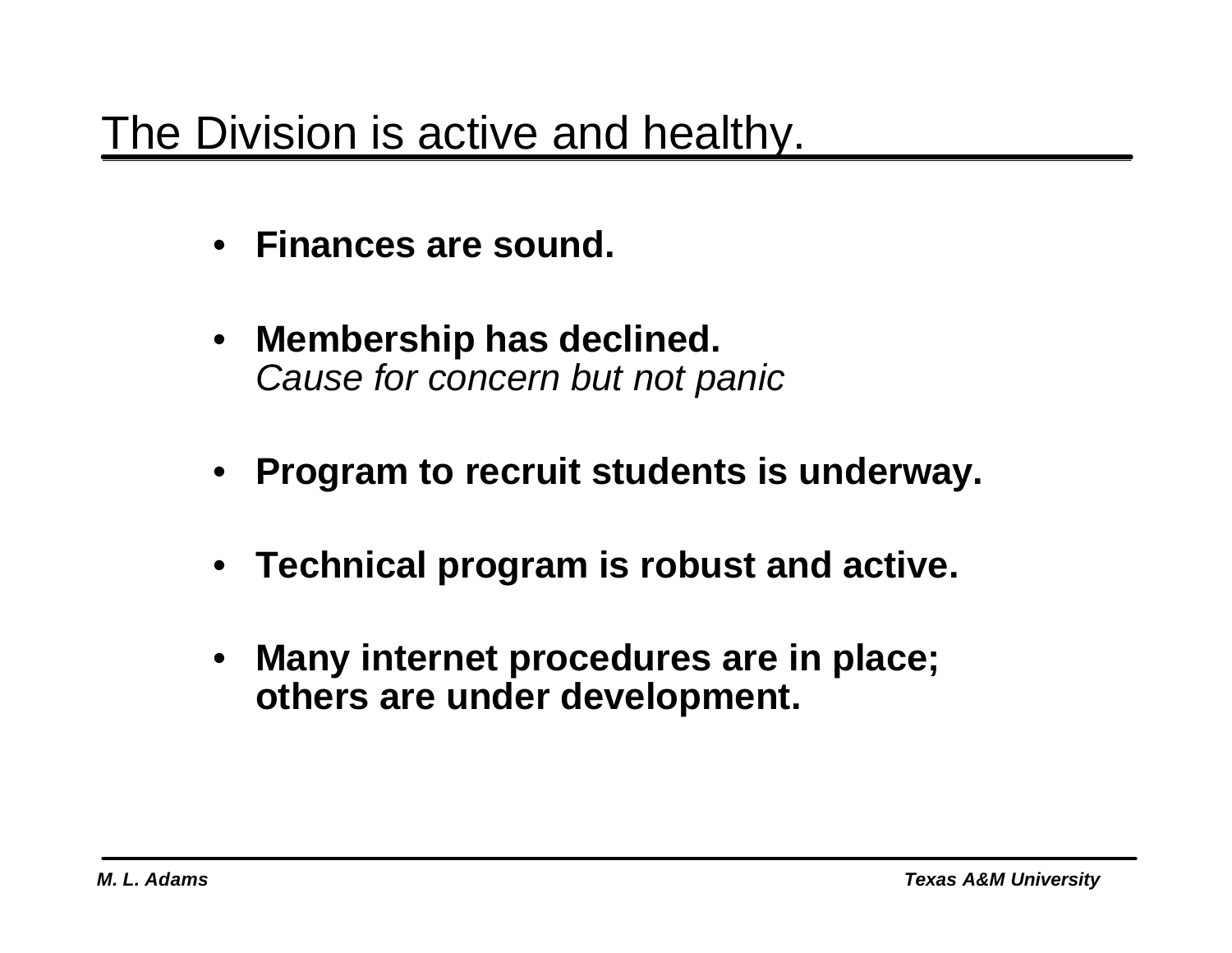# The Division is active and healthy.

- **Finances are sound.**
- **Membership has declined.**
  *Cause for concern but not panic*
- **Program to recruit students is underway.**
- **Technical program is robust and active.**
- **Many internet procedures are in place; others are under development.**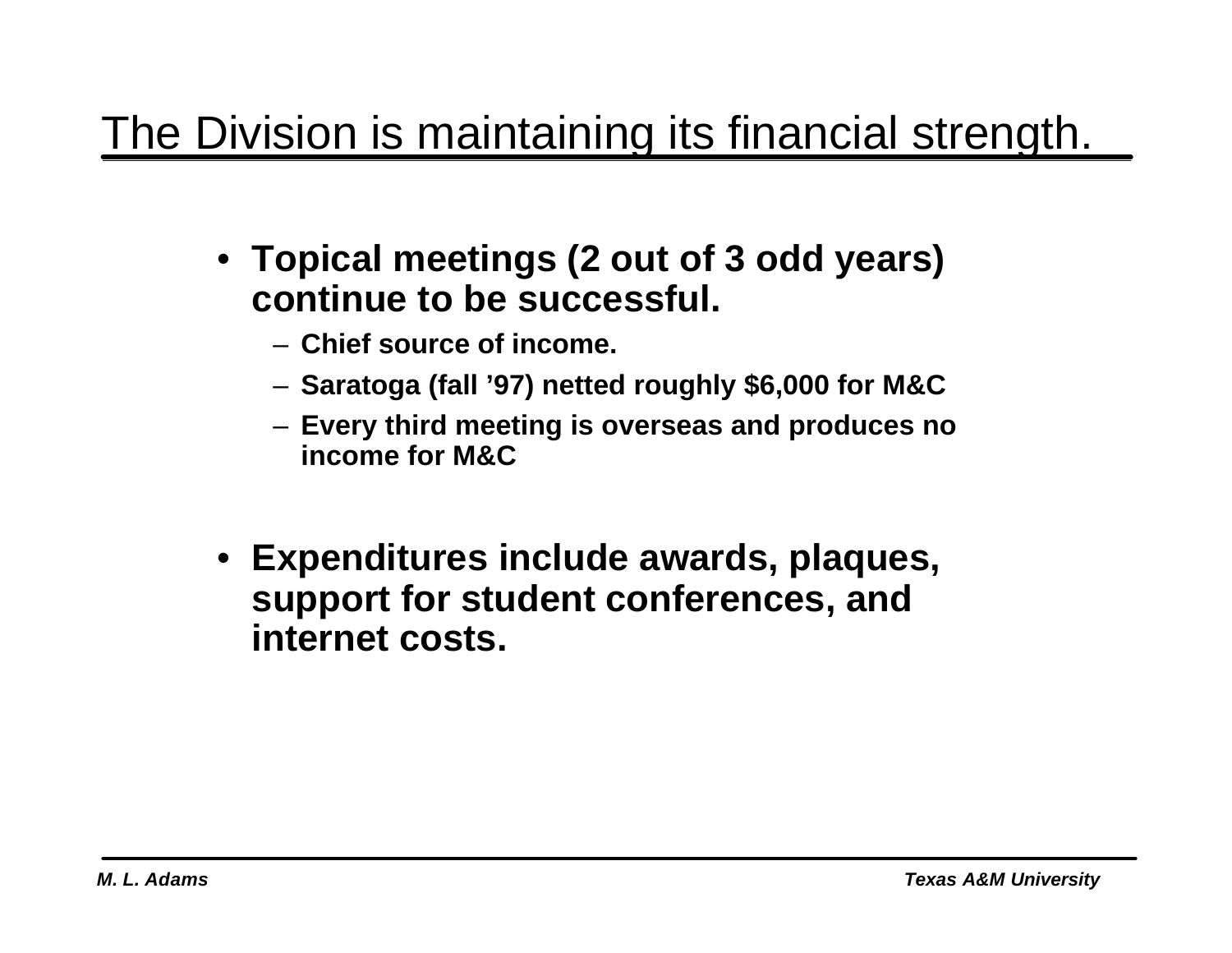# The Division is maintaining its financial strength.

- **Topical meetings (2 out of 3 odd years) continue to be successful.**
  - **Chief source of income.**
  - **Saratoga (fall '97) netted roughly $6,000 for M&C**
  - **Every third meeting is overseas and produces no income for M&C**

- **Expenditures include awards, plaques, support for student conferences, and internet costs.**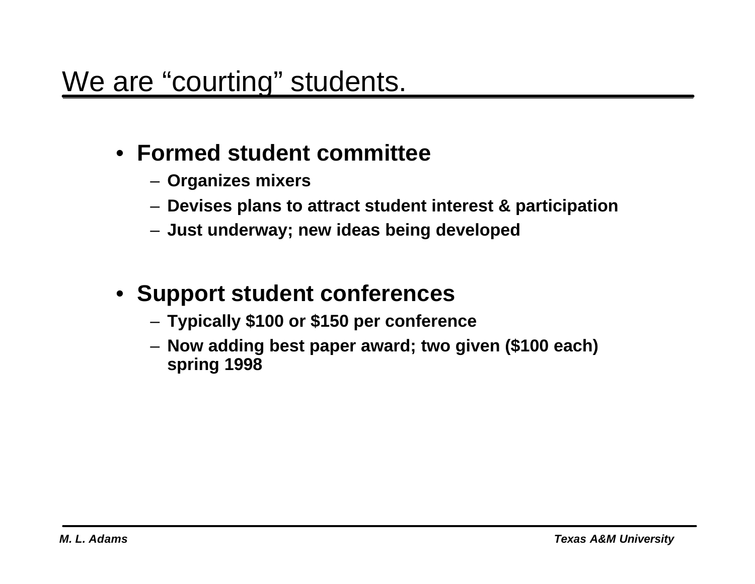# We are “courting” students.

- **Formed student committee**
  - **Organizes mixers**
  - **Devises plans to attract student interest & participation**
  - **Just underway; new ideas being developed**

- **Support student conferences**
  - **Typically $100 or $150 per conference**
  - **Now adding best paper award; two given ($100 each) spring 1998**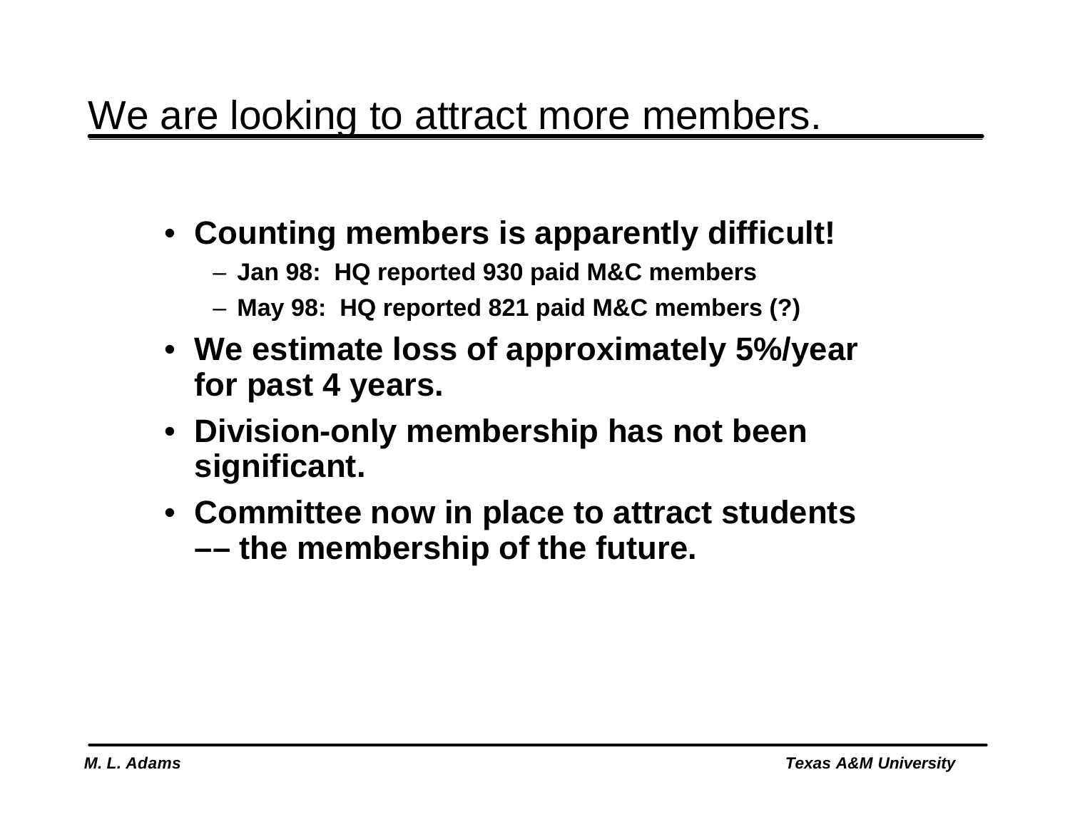# We are looking to attract more members.

- **Counting members is apparently difficult!**
  - **Jan 98: HQ reported 930 paid M&C members**
  - **May 98: HQ reported 821 paid M&C members (?)**
- **We estimate loss of approximately 5%/year for past 4 years.**
- **Division-only membership has not been significant.**
- **Committee now in place to attract students –– the membership of the future.**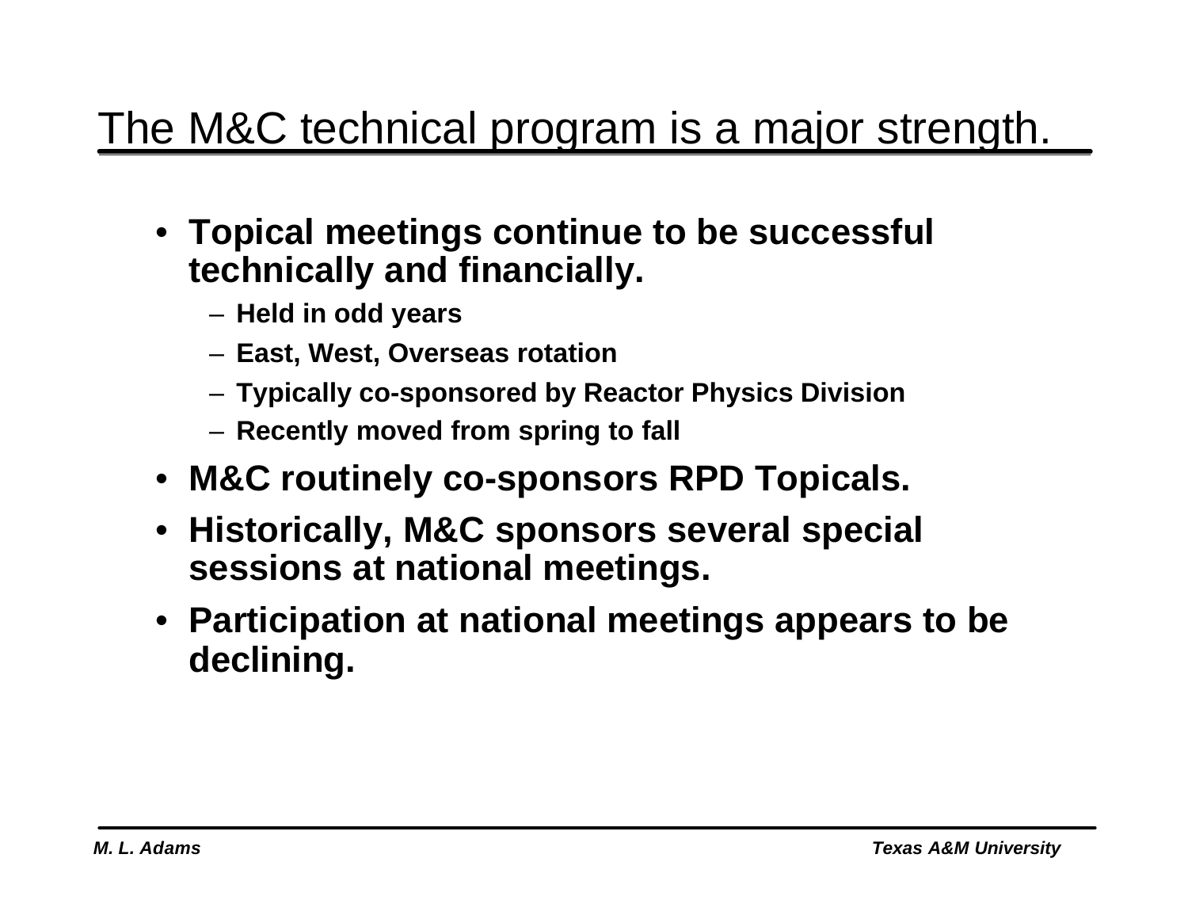# The M&C technical program is a major strength.

- **Topical meetings continue to be successful technically and financially.**
  - **Held in odd years**
  - **East, West, Overseas rotation**
  - **Typically co-sponsored by Reactor Physics Division**
  - **Recently moved from spring to fall**
- **M&C routinely co-sponsors RPD Topicals.**
- **Historically, M&C sponsors several special sessions at national meetings.**
- **Participation at national meetings appears to be declining.**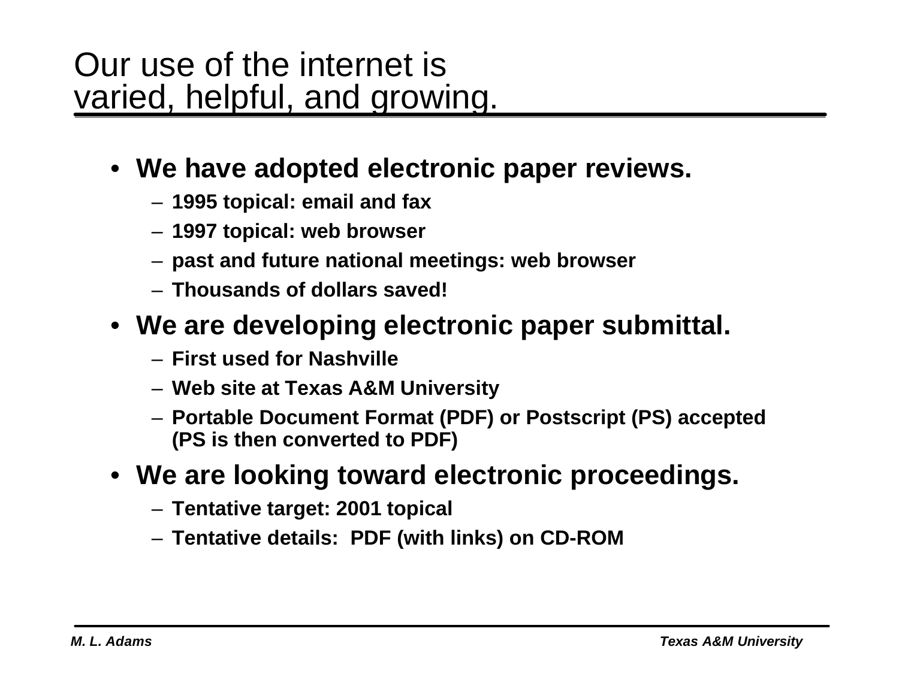# Our use of the internet is varied, helpful, and growing.

- **We have adopted electronic paper reviews.**
  - **1995 topical: email and fax**
  - **1997 topical: web browser**
  - **past and future national meetings: web browser**
  - **Thousands of dollars saved!**
- **We are developing electronic paper submittal.**
  - **First used for Nashville**
  - **Web site at Texas A&M University**
  - **Portable Document Format (PDF) or Postscript (PS) accepted (PS is then converted to PDF)**
- **We are looking toward electronic proceedings.**
  - **Tentative target: 2001 topical**
  - **Tentative details: PDF (with links) on CD-ROM**